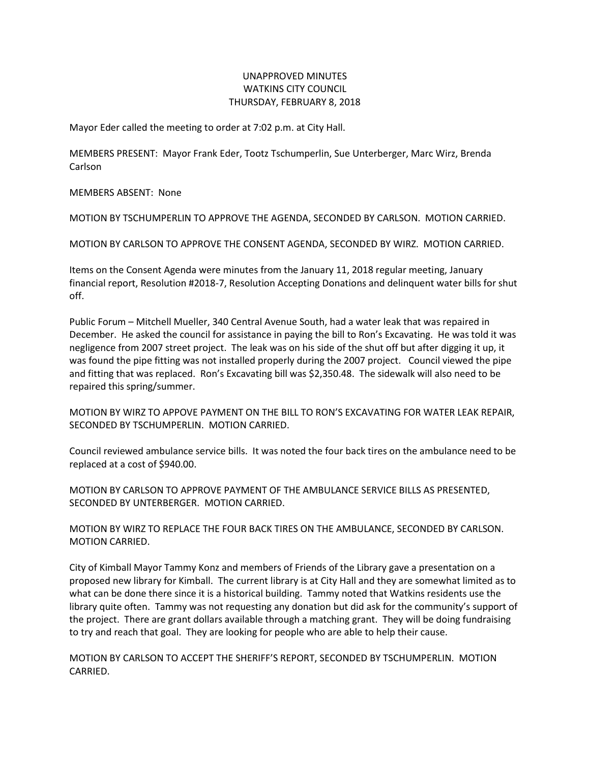UNAPPROVED MINUTES
WATKINS CITY COUNCIL
THURSDAY, FEBRUARY 8, 2018

Mayor Eder called the meeting to order at 7:02 p.m. at City Hall.

MEMBERS PRESENT: Mayor Frank Eder, Tootz Tschumperlin, Sue Unterberger, Marc Wirz, Brenda Carlson

MEMBERS ABSENT: None

MOTION BY TSCHUMPERLIN TO APPROVE THE AGENDA, SECONDED BY CARLSON. MOTION CARRIED.

MOTION BY CARLSON TO APPROVE THE CONSENT AGENDA, SECONDED BY WIRZ. MOTION CARRIED.

Items on the Consent Agenda were minutes from the January 11, 2018 regular meeting, January financial report, Resolution #2018-7, Resolution Accepting Donations and delinquent water bills for shut off.

Public Forum – Mitchell Mueller, 340 Central Avenue South, had a water leak that was repaired in December. He asked the council for assistance in paying the bill to Ron's Excavating. He was told it was negligence from 2007 street project. The leak was on his side of the shut off but after digging it up, it was found the pipe fitting was not installed properly during the 2007 project. Council viewed the pipe and fitting that was replaced. Ron's Excavating bill was $2,350.48. The sidewalk will also need to be repaired this spring/summer.

MOTION BY WIRZ TO APPOVE PAYMENT ON THE BILL TO RON'S EXCAVATING FOR WATER LEAK REPAIR, SECONDED BY TSCHUMPERLIN. MOTION CARRIED.

Council reviewed ambulance service bills. It was noted the four back tires on the ambulance need to be replaced at a cost of $940.00.

MOTION BY CARLSON TO APPROVE PAYMENT OF THE AMBULANCE SERVICE BILLS AS PRESENTED, SECONDED BY UNTERBERGER. MOTION CARRIED.

MOTION BY WIRZ TO REPLACE THE FOUR BACK TIRES ON THE AMBULANCE, SECONDED BY CARLSON. MOTION CARRIED.

City of Kimball Mayor Tammy Konz and members of Friends of the Library gave a presentation on a proposed new library for Kimball. The current library is at City Hall and they are somewhat limited as to what can be done there since it is a historical building. Tammy noted that Watkins residents use the library quite often. Tammy was not requesting any donation but did ask for the community's support of the project. There are grant dollars available through a matching grant. They will be doing fundraising to try and reach that goal. They are looking for people who are able to help their cause.

MOTION BY CARLSON TO ACCEPT THE SHERIFF'S REPORT, SECONDED BY TSCHUMPERLIN. MOTION CARRIED.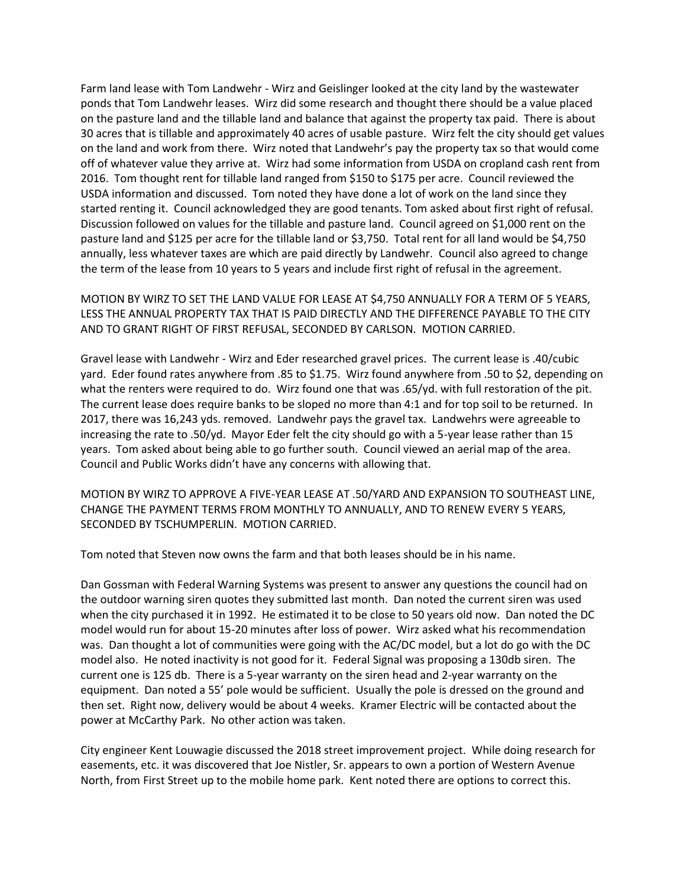Farm land lease with Tom Landwehr - Wirz and Geislinger looked at the city land by the wastewater ponds that Tom Landwehr leases. Wirz did some research and thought there should be a value placed on the pasture land and the tillable land and balance that against the property tax paid. There is about 30 acres that is tillable and approximately 40 acres of usable pasture. Wirz felt the city should get values on the land and work from there. Wirz noted that Landwehr's pay the property tax so that would come off of whatever value they arrive at. Wirz had some information from USDA on cropland cash rent from 2016. Tom thought rent for tillable land ranged from $150 to $175 per acre. Council reviewed the USDA information and discussed. Tom noted they have done a lot of work on the land since they started renting it. Council acknowledged they are good tenants. Tom asked about first right of refusal. Discussion followed on values for the tillable and pasture land. Council agreed on $1,000 rent on the pasture land and $125 per acre for the tillable land or $3,750. Total rent for all land would be $4,750 annually, less whatever taxes are which are paid directly by Landwehr. Council also agreed to change the term of the lease from 10 years to 5 years and include first right of refusal in the agreement.

MOTION BY WIRZ TO SET THE LAND VALUE FOR LEASE AT $4,750 ANNUALLY FOR A TERM OF 5 YEARS, LESS THE ANNUAL PROPERTY TAX THAT IS PAID DIRECTLY AND THE DIFFERENCE PAYABLE TO THE CITY AND TO GRANT RIGHT OF FIRST REFUSAL, SECONDED BY CARLSON. MOTION CARRIED.

Gravel lease with Landwehr - Wirz and Eder researched gravel prices. The current lease is .40/cubic yard. Eder found rates anywhere from .85 to $1.75. Wirz found anywhere from .50 to $2, depending on what the renters were required to do. Wirz found one that was .65/yd. with full restoration of the pit. The current lease does require banks to be sloped no more than 4:1 and for top soil to be returned. In 2017, there was 16,243 yds. removed. Landwehr pays the gravel tax. Landwehrs were agreeable to increasing the rate to .50/yd. Mayor Eder felt the city should go with a 5-year lease rather than 15 years. Tom asked about being able to go further south. Council viewed an aerial map of the area. Council and Public Works didn't have any concerns with allowing that.

MOTION BY WIRZ TO APPROVE A FIVE-YEAR LEASE AT .50/YARD AND EXPANSION TO SOUTHEAST LINE, CHANGE THE PAYMENT TERMS FROM MONTHLY TO ANNUALLY, AND TO RENEW EVERY 5 YEARS, SECONDED BY TSCHUMPERLIN. MOTION CARRIED.

Tom noted that Steven now owns the farm and that both leases should be in his name.

Dan Gossman with Federal Warning Systems was present to answer any questions the council had on the outdoor warning siren quotes they submitted last month. Dan noted the current siren was used when the city purchased it in 1992. He estimated it to be close to 50 years old now. Dan noted the DC model would run for about 15-20 minutes after loss of power. Wirz asked what his recommendation was. Dan thought a lot of communities were going with the AC/DC model, but a lot do go with the DC model also. He noted inactivity is not good for it. Federal Signal was proposing a 130db siren. The current one is 125 db. There is a 5-year warranty on the siren head and 2-year warranty on the equipment. Dan noted a 55' pole would be sufficient. Usually the pole is dressed on the ground and then set. Right now, delivery would be about 4 weeks. Kramer Electric will be contacted about the power at McCarthy Park. No other action was taken.

City engineer Kent Louwagie discussed the 2018 street improvement project. While doing research for easements, etc. it was discovered that Joe Nistler, Sr. appears to own a portion of Western Avenue North, from First Street up to the mobile home park. Kent noted there are options to correct this.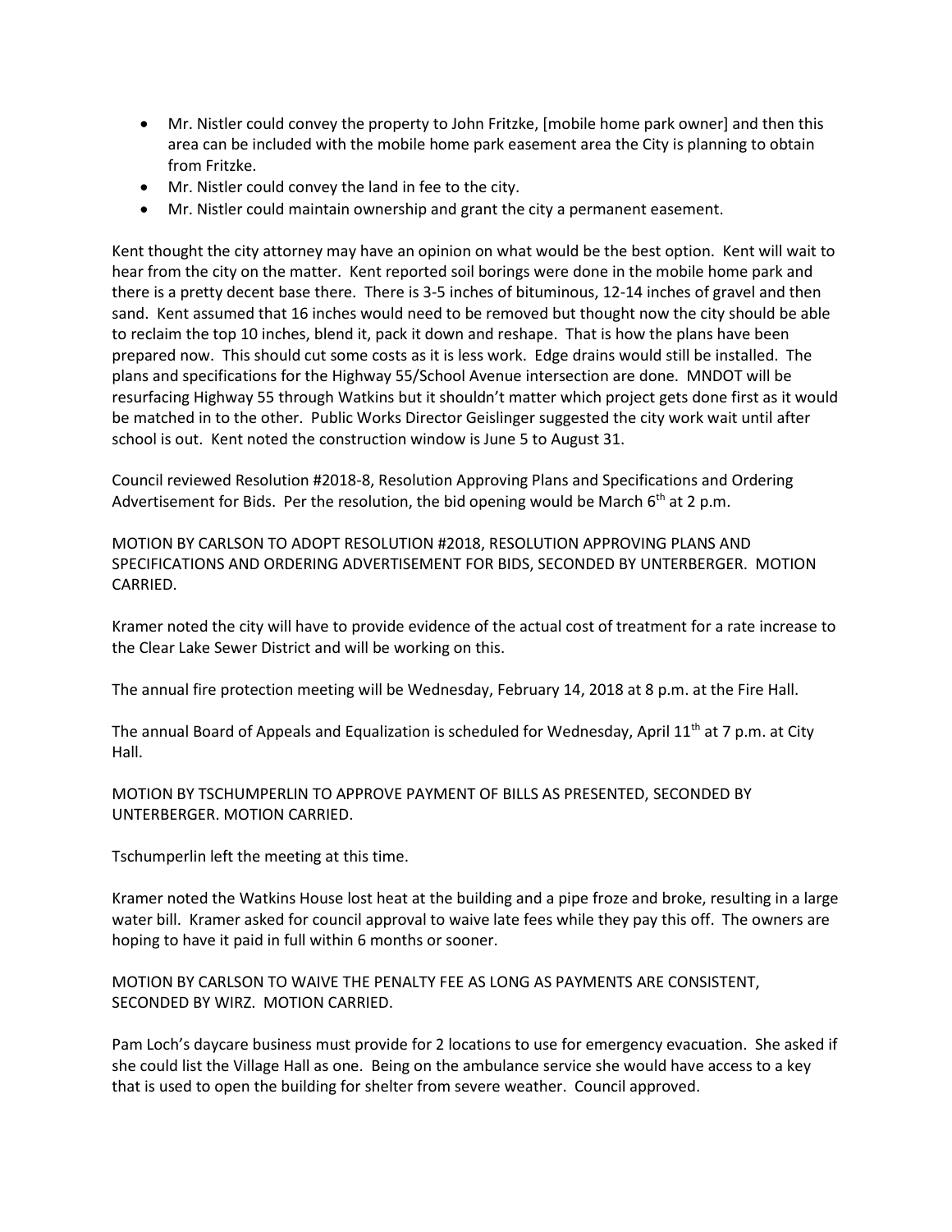- Mr. Nistler could convey the property to John Fritzke, [mobile home park owner] and then this area can be included with the mobile home park easement area the City is planning to obtain from Fritzke.
- Mr. Nistler could convey the land in fee to the city.
- Mr. Nistler could maintain ownership and grant the city a permanent easement.

Kent thought the city attorney may have an opinion on what would be the best option. Kent will wait to hear from the city on the matter. Kent reported soil borings were done in the mobile home park and there is a pretty decent base there. There is 3-5 inches of bituminous, 12-14 inches of gravel and then sand. Kent assumed that 16 inches would need to be removed but thought now the city should be able to reclaim the top 10 inches, blend it, pack it down and reshape. That is how the plans have been prepared now. This should cut some costs as it is less work. Edge drains would still be installed. The plans and specifications for the Highway 55/School Avenue intersection are done. MNDOT will be resurfacing Highway 55 through Watkins but it shouldn't matter which project gets done first as it would be matched in to the other. Public Works Director Geislinger suggested the city work wait until after school is out. Kent noted the construction window is June 5 to August 31.

Council reviewed Resolution #2018-8, Resolution Approving Plans and Specifications and Ordering Advertisement for Bids. Per the resolution, the bid opening would be March 6th at 2 p.m.

MOTION BY CARLSON TO ADOPT RESOLUTION #2018, RESOLUTION APPROVING PLANS AND SPECIFICATIONS AND ORDERING ADVERTISEMENT FOR BIDS, SECONDED BY UNTERBERGER. MOTION CARRIED.

Kramer noted the city will have to provide evidence of the actual cost of treatment for a rate increase to the Clear Lake Sewer District and will be working on this.

The annual fire protection meeting will be Wednesday, February 14, 2018 at 8 p.m. at the Fire Hall.

The annual Board of Appeals and Equalization is scheduled for Wednesday, April 11th at 7 p.m. at City Hall.

MOTION BY TSCHUMPERLIN TO APPROVE PAYMENT OF BILLS AS PRESENTED, SECONDED BY UNTERBERGER. MOTION CARRIED.

Tschumperlin left the meeting at this time.

Kramer noted the Watkins House lost heat at the building and a pipe froze and broke, resulting in a large water bill. Kramer asked for council approval to waive late fees while they pay this off. The owners are hoping to have it paid in full within 6 months or sooner.

MOTION BY CARLSON TO WAIVE THE PENALTY FEE AS LONG AS PAYMENTS ARE CONSISTENT, SECONDED BY WIRZ. MOTION CARRIED.

Pam Loch's daycare business must provide for 2 locations to use for emergency evacuation. She asked if she could list the Village Hall as one. Being on the ambulance service she would have access to a key that is used to open the building for shelter from severe weather. Council approved.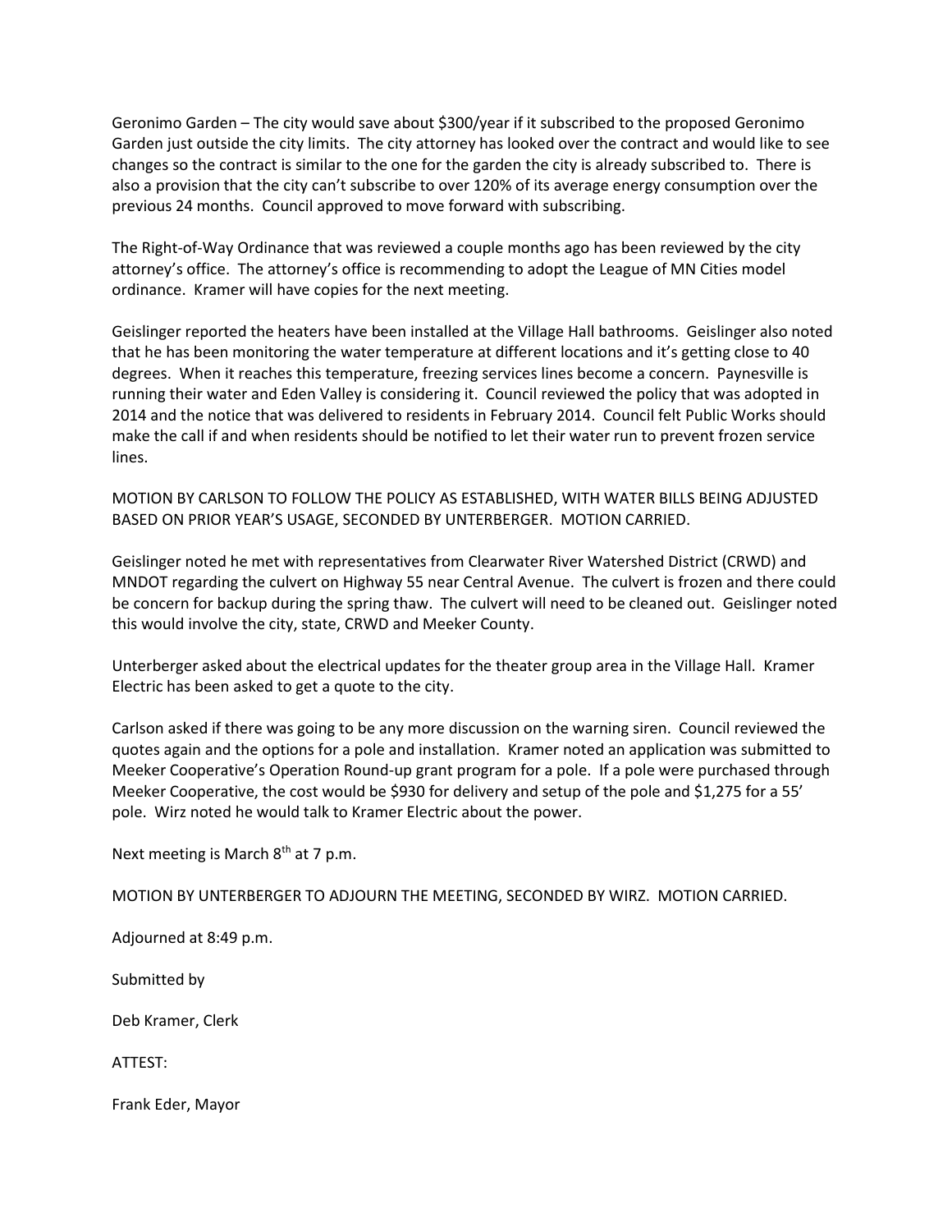Geronimo Garden – The city would save about $300/year if it subscribed to the proposed Geronimo Garden just outside the city limits. The city attorney has looked over the contract and would like to see changes so the contract is similar to the one for the garden the city is already subscribed to. There is also a provision that the city can't subscribe to over 120% of its average energy consumption over the previous 24 months. Council approved to move forward with subscribing.

The Right-of-Way Ordinance that was reviewed a couple months ago has been reviewed by the city attorney's office. The attorney's office is recommending to adopt the League of MN Cities model ordinance. Kramer will have copies for the next meeting.

Geislinger reported the heaters have been installed at the Village Hall bathrooms. Geislinger also noted that he has been monitoring the water temperature at different locations and it's getting close to 40 degrees. When it reaches this temperature, freezing services lines become a concern. Paynesville is running their water and Eden Valley is considering it. Council reviewed the policy that was adopted in 2014 and the notice that was delivered to residents in February 2014. Council felt Public Works should make the call if and when residents should be notified to let their water run to prevent frozen service lines.

MOTION BY CARLSON TO FOLLOW THE POLICY AS ESTABLISHED, WITH WATER BILLS BEING ADJUSTED BASED ON PRIOR YEAR'S USAGE, SECONDED BY UNTERBERGER. MOTION CARRIED.

Geislinger noted he met with representatives from Clearwater River Watershed District (CRWD) and MNDOT regarding the culvert on Highway 55 near Central Avenue. The culvert is frozen and there could be concern for backup during the spring thaw. The culvert will need to be cleaned out. Geislinger noted this would involve the city, state, CRWD and Meeker County.

Unterberger asked about the electrical updates for the theater group area in the Village Hall. Kramer Electric has been asked to get a quote to the city.

Carlson asked if there was going to be any more discussion on the warning siren. Council reviewed the quotes again and the options for a pole and installation. Kramer noted an application was submitted to Meeker Cooperative's Operation Round-up grant program for a pole. If a pole were purchased through Meeker Cooperative, the cost would be $930 for delivery and setup of the pole and $1,275 for a 55' pole. Wirz noted he would talk to Kramer Electric about the power.

Next meeting is March 8th at 7 p.m.

MOTION BY UNTERBERGER TO ADJOURN THE MEETING, SECONDED BY WIRZ. MOTION CARRIED.

Adjourned at 8:49 p.m.

Submitted by

Deb Kramer, Clerk

ATTEST:

Frank Eder, Mayor